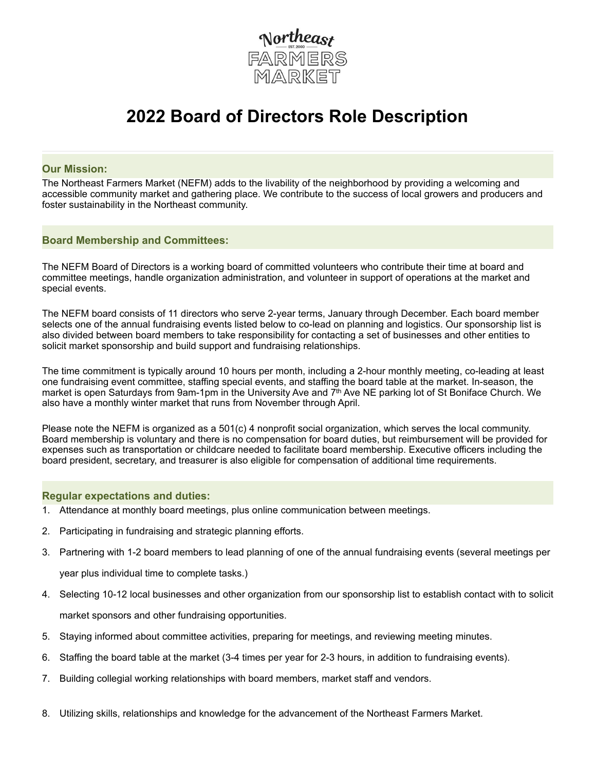Northeast
EST. 2000
FARMERS
MARKET

# 2022 Board of Directors Role Description

## Our Mission:

The Northeast Farmers Market (NEFM) adds to the livability of the neighborhood by providing a welcoming and accessible community market and gathering place. We contribute to the success of local growers and producers and foster sustainability in the Northeast community.

## Board Membership and Committees:

The NEFM Board of Directors is a working board of committed volunteers who contribute their time at board and committee meetings, handle organization administration, and volunteer in support of operations at the market and special events.

The NEFM board consists of 11 directors who serve 2-year terms, January through December. Each board member selects one of the annual fundraising events listed below to co-lead on planning and logistics. Our sponsorship list is also divided between board members to take responsibility for contacting a set of businesses and other entities to solicit market sponsorship and build support and fundraising relationships.

The time commitment is typically around 10 hours per month, including a 2-hour monthly meeting, co-leading at least one fundraising event committee, staffing special events, and staffing the board table at the market. In-season, the market is open Saturdays from 9am-1pm in the University Ave and 7th Ave NE parking lot of St Boniface Church. We also have a monthly winter market that runs from November through April.

Please note the NEFM is organized as a 501(c) 4 nonprofit social organization, which serves the local community. Board membership is voluntary and there is no compensation for board duties, but reimbursement will be provided for expenses such as transportation or childcare needed to facilitate board membership. Executive officers including the board president, secretary, and treasurer is also eligible for compensation of additional time requirements.

## Regular expectations and duties:

1. Attendance at monthly board meetings, plus online communication between meetings.
2. Participating in fundraising and strategic planning efforts.
3. Partnering with 1-2 board members to lead planning of one of the annual fundraising events (several meetings per year plus individual time to complete tasks.)
4. Selecting 10-12 local businesses and other organization from our sponsorship list to establish contact with to solicit market sponsors and other fundraising opportunities.
5. Staying informed about committee activities, preparing for meetings, and reviewing meeting minutes.
6. Staffing the board table at the market (3-4 times per year for 2-3 hours, in addition to fundraising events).
7. Building collegial working relationships with board members, market staff and vendors.
8. Utilizing skills, relationships and knowledge for the advancement of the Northeast Farmers Market.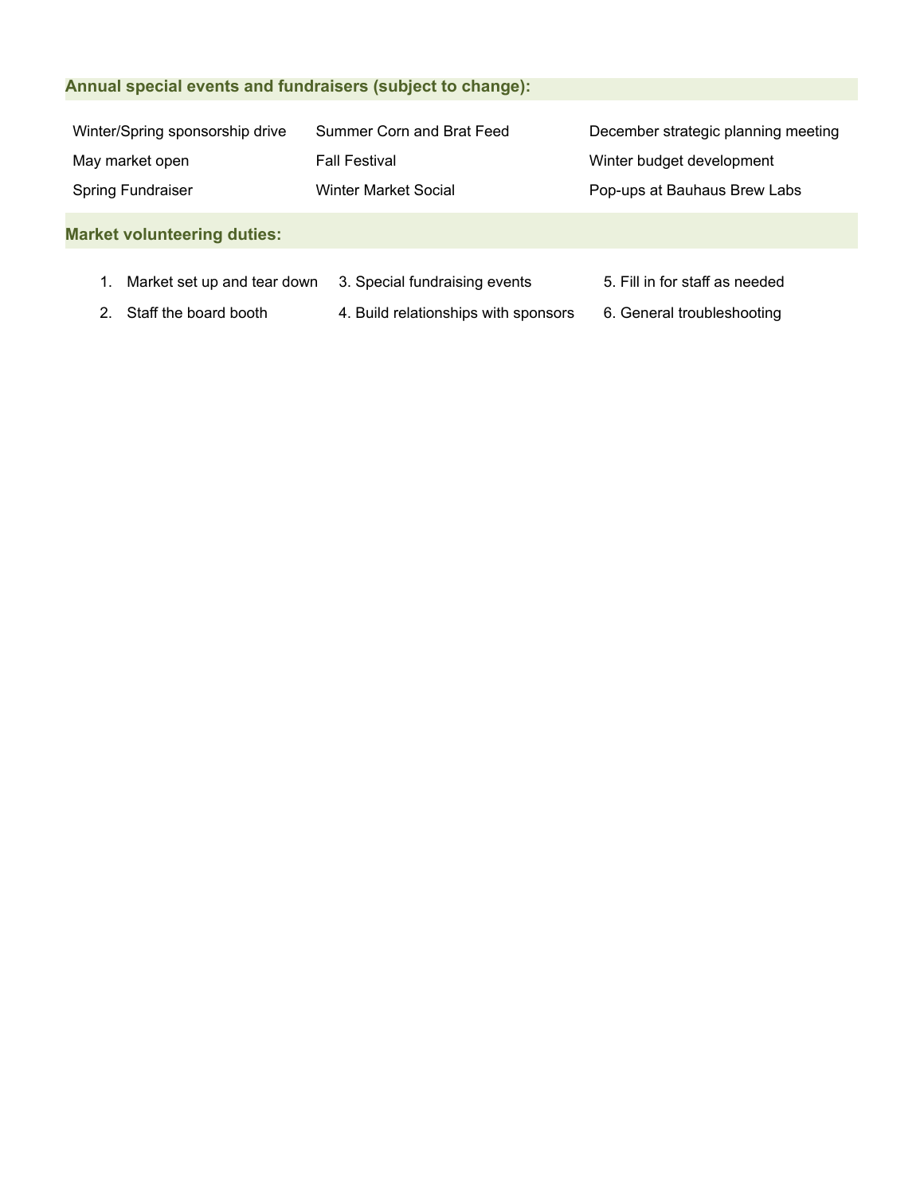## Annual special events and fundraisers (subject to change):

- Winter/Spring sponsorship drive
- May market open
- Spring Fundraiser
- Summer Corn and Brat Feed
- Fall Festival
- Winter Market Social
- December strategic planning meeting
- Winter budget development
- Pop-ups at Bauhaus Brew Labs

## Market volunteering duties:

1. Market set up and tear down
2. Staff the board booth
3. Special fundraising events
4. Build relationships with sponsors
5. Fill in for staff as needed
6. General troubleshooting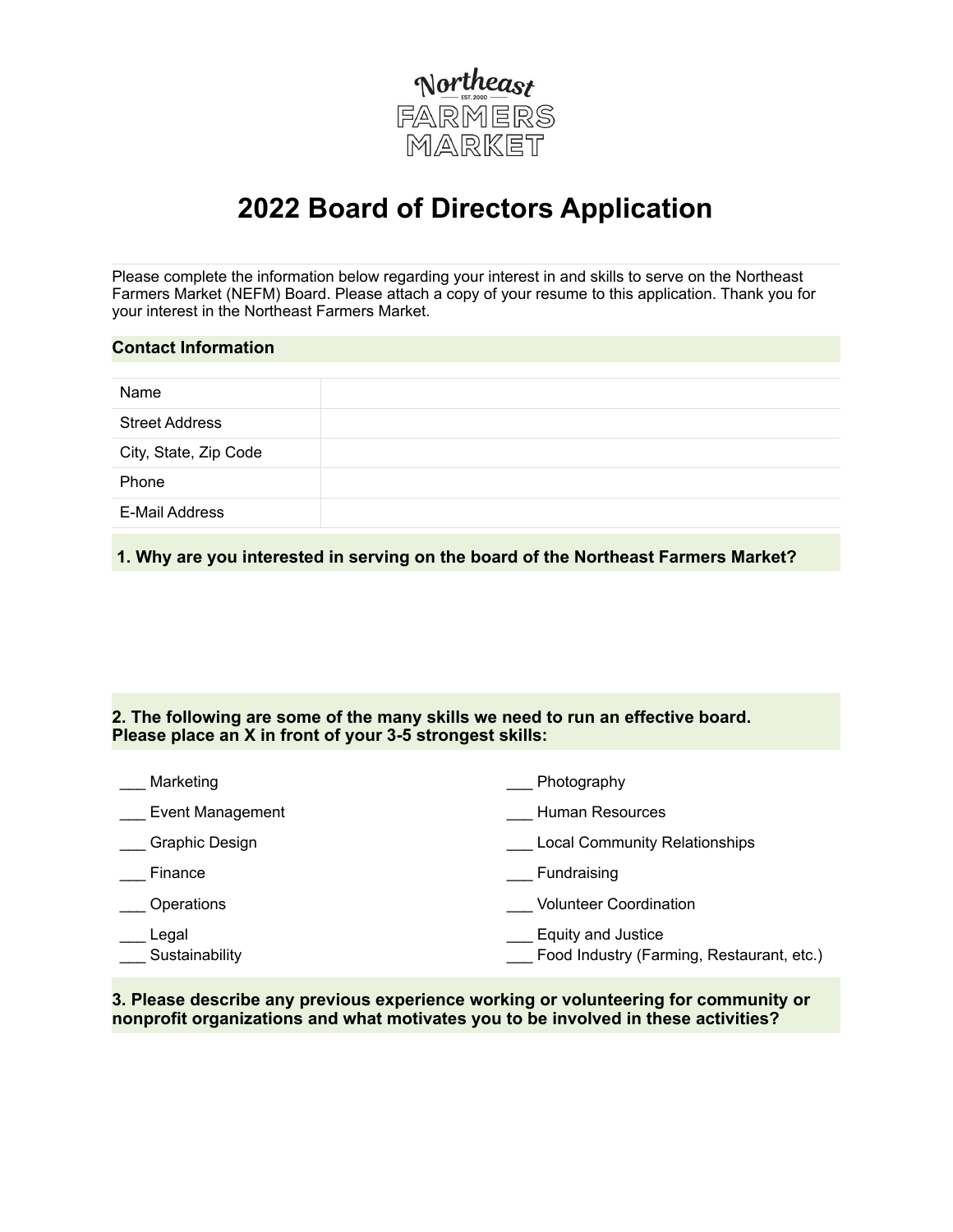Northeast

EST. 2000

FARMERS MARKET

# 2022 Board of Directors Application

Please complete the information below regarding your interest in and skills to serve on the Northeast Farmers Market (NEFM) Board. Please attach a copy of your resume to this application. Thank you for your interest in the Northeast Farmers Market.

## Contact Information

| | |
|---|---|
| Name | |
| Street Address | |
| City, State, Zip Code | |
| Phone | |
| E-Mail Address | |

## 1. Why are you interested in serving on the board of the Northeast Farmers Market?

## 2. The following are some of the many skills we need to run an effective board. Please place an X in front of your 3-5 strongest skills:

___ Marketing

___ Event Management

___ Graphic Design

___ Finance

___ Operations

___ Legal

___ Sustainability

___ Photography

___ Human Resources

___ Local Community Relationships

___ Fundraising

___ Volunteer Coordination

___ Equity and Justice

___ Food Industry (Farming, Restaurant, etc.)

## 3. Please describe any previous experience working or volunteering for community or nonprofit organizations and what motivates you to be involved in these activities?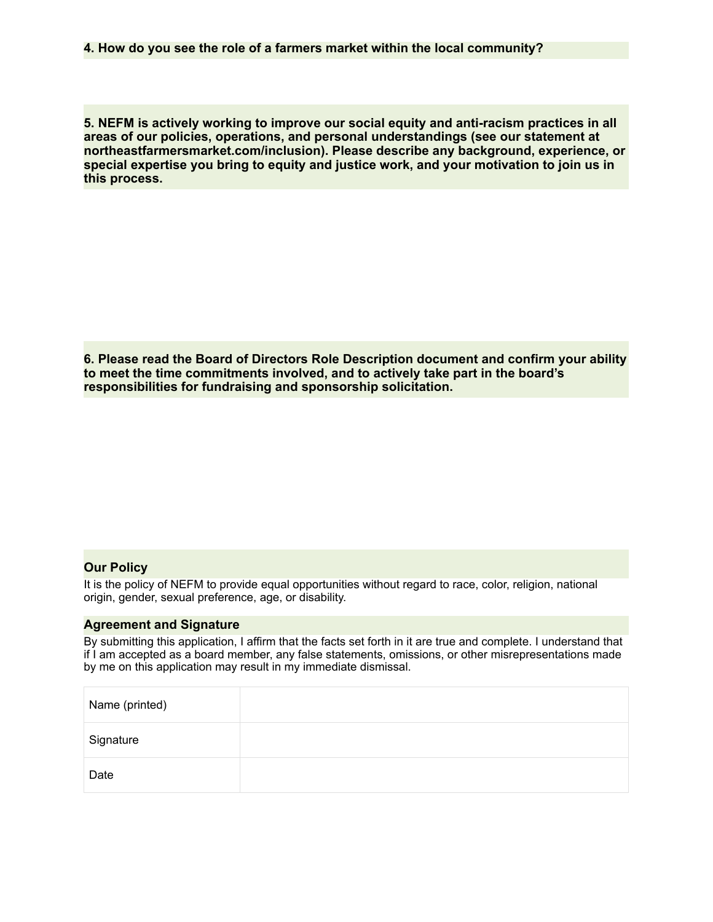**4. How do you see the role of a farmers market within the local community?**

**5. NEFM is actively working to improve our social equity and anti-racism practices in all areas of our policies, operations, and personal understandings (see our statement at northeastfarmersmarket.com/inclusion). Please describe any background, experience, or special expertise you bring to equity and justice work, and your motivation to join us in this process.**

**6. Please read the Board of Directors Role Description document and confirm your ability to meet the time commitments involved, and to actively take part in the board's responsibilities for fundraising and sponsorship solicitation.**

### Our Policy

It is the policy of NEFM to provide equal opportunities without regard to race, color, religion, national origin, gender, sexual preference, age, or disability.

### Agreement and Signature

By submitting this application, I affirm that the facts set forth in it are true and complete. I understand that if I am accepted as a board member, any false statements, omissions, or other misrepresentations made by me on this application may result in my immediate dismissal.

| | |
|---|---|
| Name (printed) | |
| Signature | |
| Date | |